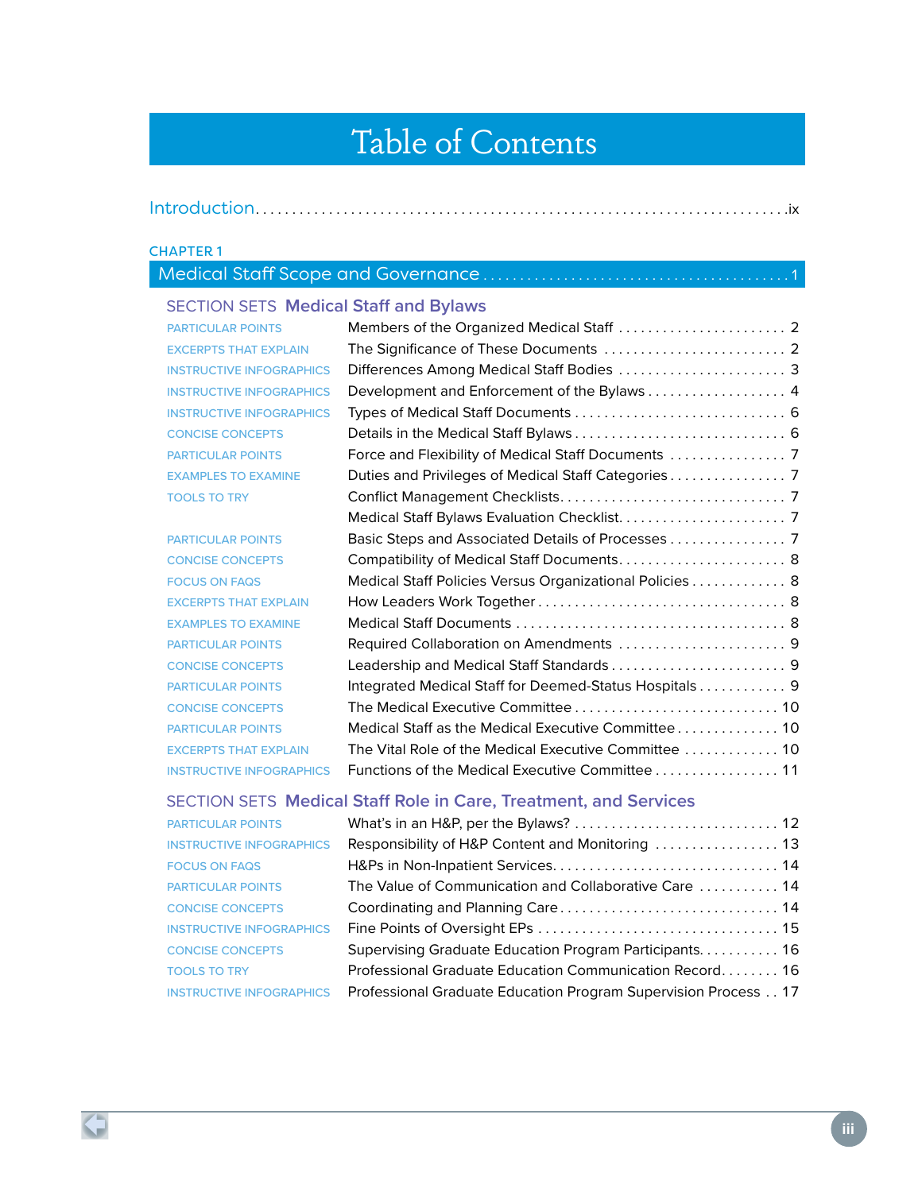# Table of Contents

Introduction . . . . . . . . . . . . . . . . . . . . . . . . . . . . . . . . . . . . . . . . . . . . . . . . . . . . . . . . . . . . . . . . . . . . . . . . ix

CHAPTER 1

## Medical Staff Scope and Governance . . . . . . . . . . . . . . . . . . . . . . . . . . . . . . . . . . . . . . . 1

### SECTION SETS **Medical Staff and Bylaws**

| | | |
|---|---|---|
| PARTICULAR POINTS | Members of the Organized Medical Staff | 2 |
| EXCERPTS THAT EXPLAIN | The Significance of These Documents | 2 |
| INSTRUCTIVE INFOGRAPHICS | Differences Among Medical Staff Bodies | 3 |
| INSTRUCTIVE INFOGRAPHICS | Development and Enforcement of the Bylaws | 4 |
| INSTRUCTIVE INFOGRAPHICS | Types of Medical Staff Documents | 6 |
| CONCISE CONCEPTS | Details in the Medical Staff Bylaws | 6 |
| PARTICULAR POINTS | Force and Flexibility of Medical Staff Documents | 7 |
| EXAMPLES TO EXAMINE | Duties and Privileges of Medical Staff Categories | 7 |
| TOOLS TO TRY | Conflict Management Checklists | 7 |
| | Medical Staff Bylaws Evaluation Checklist | 7 |
| PARTICULAR POINTS | Basic Steps and Associated Details of Processes | 7 |
| CONCISE CONCEPTS | Compatibility of Medical Staff Documents | 8 |
| FOCUS ON FAQS | Medical Staff Policies Versus Organizational Policies | 8 |
| EXCERPTS THAT EXPLAIN | How Leaders Work Together | 8 |
| EXAMPLES TO EXAMINE | Medical Staff Documents | 8 |
| PARTICULAR POINTS | Required Collaboration on Amendments | 9 |
| CONCISE CONCEPTS | Leadership and Medical Staff Standards | 9 |
| PARTICULAR POINTS | Integrated Medical Staff for Deemed-Status Hospitals | 9 |
| CONCISE CONCEPTS | The Medical Executive Committee | 10 |
| PARTICULAR POINTS | Medical Staff as the Medical Executive Committee | 10 |
| EXCERPTS THAT EXPLAIN | The Vital Role of the Medical Executive Committee | 10 |
| INSTRUCTIVE INFOGRAPHICS | Functions of the Medical Executive Committee | 11 |

### SECTION SETS **Medical Staff Role in Care, Treatment, and Services**

| | | |
|---|---|---|
| PARTICULAR POINTS | What's in an H&P, per the Bylaws? | 12 |
| INSTRUCTIVE INFOGRAPHICS | Responsibility of H&P Content and Monitoring | 13 |
| FOCUS ON FAQS | H&Ps in Non-Inpatient Services | 14 |
| PARTICULAR POINTS | The Value of Communication and Collaborative Care | 14 |
| CONCISE CONCEPTS | Coordinating and Planning Care | 14 |
| INSTRUCTIVE INFOGRAPHICS | Fine Points of Oversight EPs | 15 |
| CONCISE CONCEPTS | Supervising Graduate Education Program Participants | 16 |
| TOOLS TO TRY | Professional Graduate Education Communication Record | 16 |
| INSTRUCTIVE INFOGRAPHICS | Professional Graduate Education Program Supervision Process | 17 |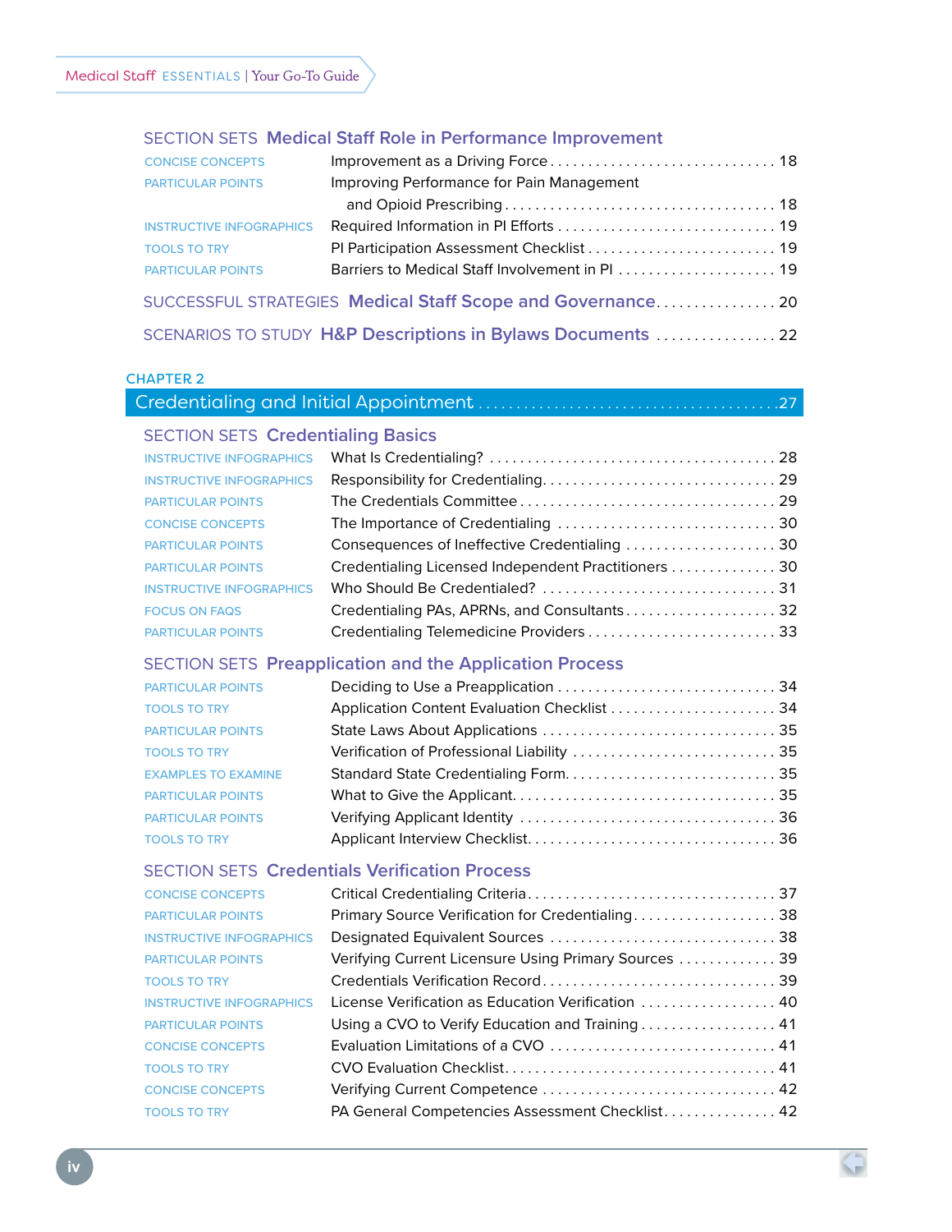### SECTION SETS Medical Staff Role in Performance Improvement

| | | |
|---|---|---|
| CONCISE CONCEPTS | Improvement as a Driving Force | 18 |
| PARTICULAR POINTS | Improving Performance for Pain Management and Opioid Prescribing | 18 |
| INSTRUCTIVE INFOGRAPHICS | Required Information in PI Efforts | 19 |
| TOOLS TO TRY | PI Participation Assessment Checklist | 19 |
| PARTICULAR POINTS | Barriers to Medical Staff Involvement in PI | 19 |

### SUCCESSFUL STRATEGIES Medical Staff Scope and Governance . . . . . 20

### SCENARIOS TO STUDY H&P Descriptions in Bylaws Documents . . . . . 22

CHAPTER 2

## Credentialing and Initial Appointment . . . . . 27

### SECTION SETS Credentialing Basics

| | | |
|---|---|---|
| INSTRUCTIVE INFOGRAPHICS | What Is Credentialing? | 28 |
| INSTRUCTIVE INFOGRAPHICS | Responsibility for Credentialing | 29 |
| PARTICULAR POINTS | The Credentials Committee | 29 |
| CONCISE CONCEPTS | The Importance of Credentialing | 30 |
| PARTICULAR POINTS | Consequences of Ineffective Credentialing | 30 |
| PARTICULAR POINTS | Credentialing Licensed Independent Practitioners | 30 |
| INSTRUCTIVE INFOGRAPHICS | Who Should Be Credentialed? | 31 |
| FOCUS ON FAQS | Credentialing PAs, APRNs, and Consultants | 32 |
| PARTICULAR POINTS | Credentialing Telemedicine Providers | 33 |

### SECTION SETS Preapplication and the Application Process

| | | |
|---|---|---|
| PARTICULAR POINTS | Deciding to Use a Preapplication | 34 |
| TOOLS TO TRY | Application Content Evaluation Checklist | 34 |
| PARTICULAR POINTS | State Laws About Applications | 35 |
| TOOLS TO TRY | Verification of Professional Liability | 35 |
| EXAMPLES TO EXAMINE | Standard State Credentialing Form | 35 |
| PARTICULAR POINTS | What to Give the Applicant | 35 |
| PARTICULAR POINTS | Verifying Applicant Identity | 36 |
| TOOLS TO TRY | Applicant Interview Checklist | 36 |

### SECTION SETS Credentials Verification Process

| | | |
|---|---|---|
| CONCISE CONCEPTS | Critical Credentialing Criteria | 37 |
| PARTICULAR POINTS | Primary Source Verification for Credentialing | 38 |
| INSTRUCTIVE INFOGRAPHICS | Designated Equivalent Sources | 38 |
| PARTICULAR POINTS | Verifying Current Licensure Using Primary Sources | 39 |
| TOOLS TO TRY | Credentials Verification Record | 39 |
| INSTRUCTIVE INFOGRAPHICS | License Verification as Education Verification | 40 |
| PARTICULAR POINTS | Using a CVO to Verify Education and Training | 41 |
| CONCISE CONCEPTS | Evaluation Limitations of a CVO | 41 |
| TOOLS TO TRY | CVO Evaluation Checklist | 41 |
| CONCISE CONCEPTS | Verifying Current Competence | 42 |
| TOOLS TO TRY | PA General Competencies Assessment Checklist | 42 |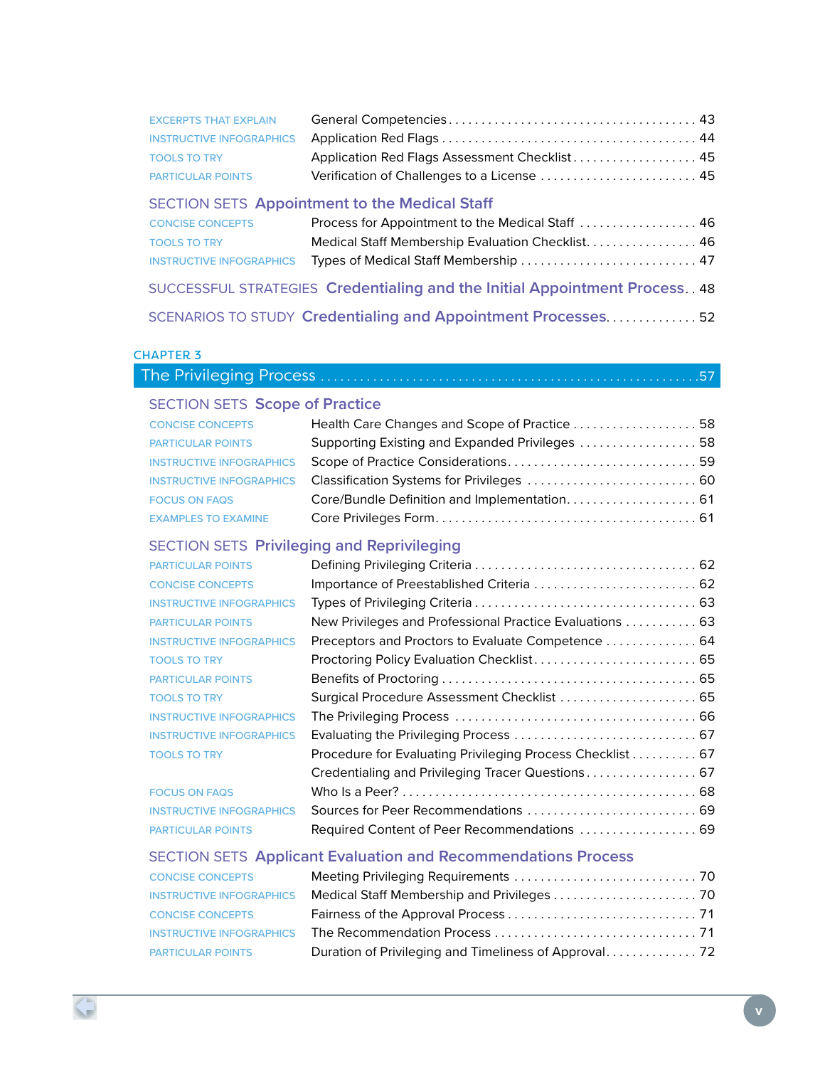| | | |
|---|---|---|
| EXCERPTS THAT EXPLAIN | General Competencies | 43 |
| INSTRUCTIVE INFOGRAPHICS | Application Red Flags | 44 |
| TOOLS TO TRY | Application Red Flags Assessment Checklist | 45 |
| PARTICULAR POINTS | Verification of Challenges to a License | 45 |

### SECTION SETS Appointment to the Medical Staff

| | | |
|---|---|---|
| CONCISE CONCEPTS | Process for Appointment to the Medical Staff | 46 |
| TOOLS TO TRY | Medical Staff Membership Evaluation Checklist | 46 |
| INSTRUCTIVE INFOGRAPHICS | Types of Medical Staff Membership | 47 |

### SUCCESSFUL STRATEGIES Credentialing and the Initial Appointment Process . . 48

### SCENARIOS TO STUDY Credentialing and Appointment Processes . . . . . 52

## CHAPTER 3

## The Privileging Process . . . . . 57

### SECTION SETS Scope of Practice

| | | |
|---|---|---|
| CONCISE CONCEPTS | Health Care Changes and Scope of Practice | 58 |
| PARTICULAR POINTS | Supporting Existing and Expanded Privileges | 58 |
| INSTRUCTIVE INFOGRAPHICS | Scope of Practice Considerations | 59 |
| INSTRUCTIVE INFOGRAPHICS | Classification Systems for Privileges | 60 |
| FOCUS ON FAQS | Core/Bundle Definition and Implementation | 61 |
| EXAMPLES TO EXAMINE | Core Privileges Form | 61 |

### SECTION SETS Privileging and Reprivileging

| | | |
|---|---|---|
| PARTICULAR POINTS | Defining Privileging Criteria | 62 |
| CONCISE CONCEPTS | Importance of Preestablished Criteria | 62 |
| INSTRUCTIVE INFOGRAPHICS | Types of Privileging Criteria | 63 |
| PARTICULAR POINTS | New Privileges and Professional Practice Evaluations | 63 |
| INSTRUCTIVE INFOGRAPHICS | Preceptors and Proctors to Evaluate Competence | 64 |
| TOOLS TO TRY | Proctoring Policy Evaluation Checklist | 65 |
| PARTICULAR POINTS | Benefits of Proctoring | 65 |
| TOOLS TO TRY | Surgical Procedure Assessment Checklist | 65 |
| INSTRUCTIVE INFOGRAPHICS | The Privileging Process | 66 |
| INSTRUCTIVE INFOGRAPHICS | Evaluating the Privileging Process | 67 |
| TOOLS TO TRY | Procedure for Evaluating Privileging Process Checklist | 67 |
| | Credentialing and Privileging Tracer Questions | 67 |
| FOCUS ON FAQS | Who Is a Peer? | 68 |
| INSTRUCTIVE INFOGRAPHICS | Sources for Peer Recommendations | 69 |
| PARTICULAR POINTS | Required Content of Peer Recommendations | 69 |

### SECTION SETS Applicant Evaluation and Recommendations Process

| | | |
|---|---|---|
| CONCISE CONCEPTS | Meeting Privileging Requirements | 70 |
| INSTRUCTIVE INFOGRAPHICS | Medical Staff Membership and Privileges | 70 |
| CONCISE CONCEPTS | Fairness of the Approval Process | 71 |
| INSTRUCTIVE INFOGRAPHICS | The Recommendation Process | 71 |
| PARTICULAR POINTS | Duration of Privileging and Timeliness of Approval | 72 |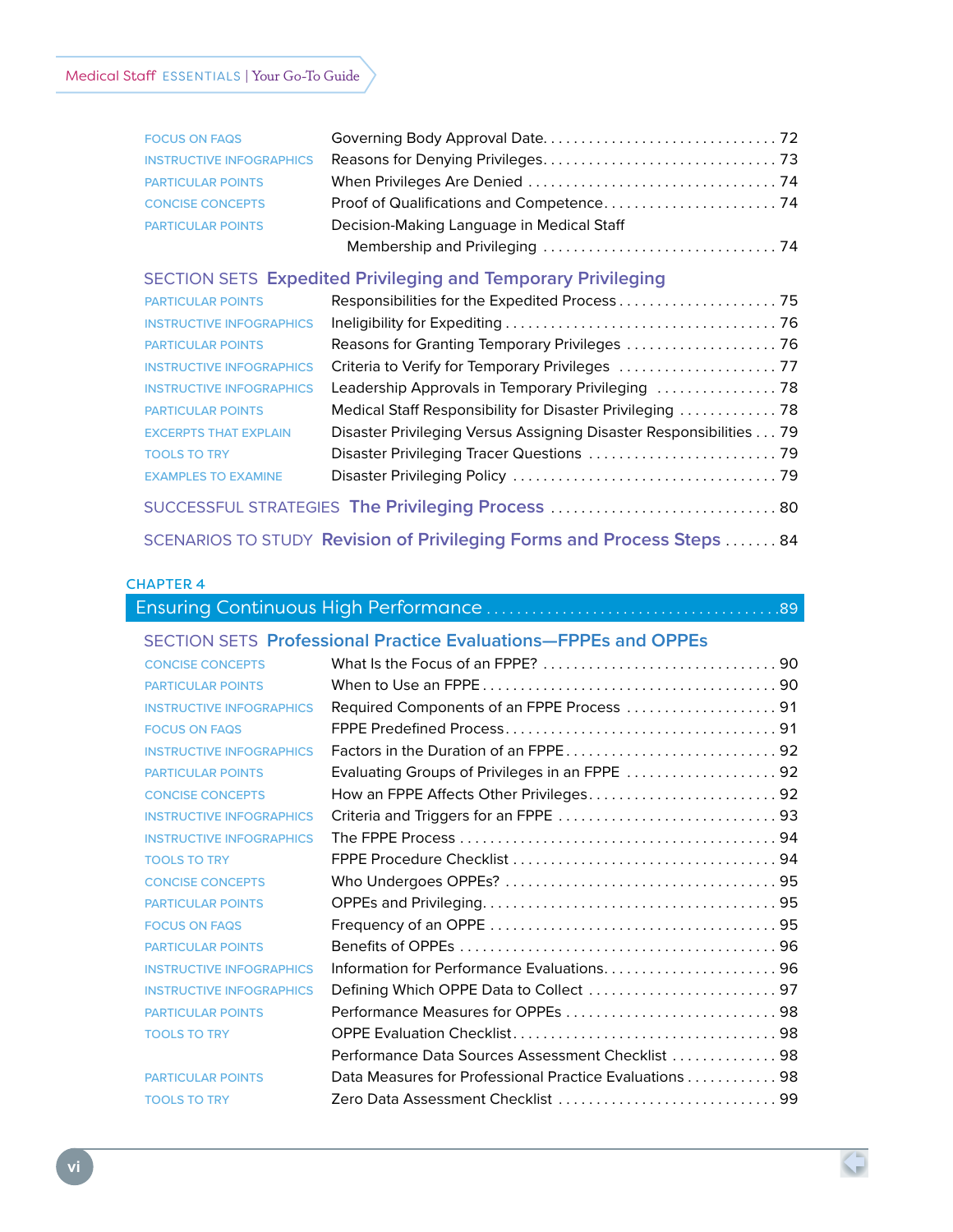| | | |
|---|---|---|
| FOCUS ON FAQS | Governing Body Approval Date | 72 |
| INSTRUCTIVE INFOGRAPHICS | Reasons for Denying Privileges | 73 |
| PARTICULAR POINTS | When Privileges Are Denied | 74 |
| CONCISE CONCEPTS | Proof of Qualifications and Competence | 74 |
| PARTICULAR POINTS | Decision-Making Language in Medical Staff Membership and Privileging | 74 |

### SECTION SETS Expedited Privileging and Temporary Privileging

| | | |
|---|---|---|
| PARTICULAR POINTS | Responsibilities for the Expedited Process | 75 |
| INSTRUCTIVE INFOGRAPHICS | Ineligibility for Expediting | 76 |
| PARTICULAR POINTS | Reasons for Granting Temporary Privileges | 76 |
| INSTRUCTIVE INFOGRAPHICS | Criteria to Verify for Temporary Privileges | 77 |
| INSTRUCTIVE INFOGRAPHICS | Leadership Approvals in Temporary Privileging | 78 |
| PARTICULAR POINTS | Medical Staff Responsibility for Disaster Privileging | 78 |
| EXCERPTS THAT EXPLAIN | Disaster Privileging Versus Assigning Disaster Responsibilities | 79 |
| TOOLS TO TRY | Disaster Privileging Tracer Questions | 79 |
| EXAMPLES TO EXAMINE | Disaster Privileging Policy | 79 |

### SUCCESSFUL STRATEGIES The Privileging Process ... 80

### SCENARIOS TO STUDY Revision of Privileging Forms and Process Steps ... 84

## CHAPTER 4

## Ensuring Continuous High Performance ... 89

### SECTION SETS Professional Practice Evaluations—FPPEs and OPPEs

| | | |
|---|---|---|
| CONCISE CONCEPTS | What Is the Focus of an FPPE? | 90 |
| PARTICULAR POINTS | When to Use an FPPE | 90 |
| INSTRUCTIVE INFOGRAPHICS | Required Components of an FPPE Process | 91 |
| FOCUS ON FAQS | FPPE Predefined Process | 91 |
| INSTRUCTIVE INFOGRAPHICS | Factors in the Duration of an FPPE | 92 |
| PARTICULAR POINTS | Evaluating Groups of Privileges in an FPPE | 92 |
| CONCISE CONCEPTS | How an FPPE Affects Other Privileges | 92 |
| INSTRUCTIVE INFOGRAPHICS | Criteria and Triggers for an FPPE | 93 |
| INSTRUCTIVE INFOGRAPHICS | The FPPE Process | 94 |
| TOOLS TO TRY | FPPE Procedure Checklist | 94 |
| CONCISE CONCEPTS | Who Undergoes OPPEs? | 95 |
| PARTICULAR POINTS | OPPEs and Privileging | 95 |
| FOCUS ON FAQS | Frequency of an OPPE | 95 |
| PARTICULAR POINTS | Benefits of OPPEs | 96 |
| INSTRUCTIVE INFOGRAPHICS | Information for Performance Evaluations | 96 |
| INSTRUCTIVE INFOGRAPHICS | Defining Which OPPE Data to Collect | 97 |
| PARTICULAR POINTS | Performance Measures for OPPEs | 98 |
| TOOLS TO TRY | OPPE Evaluation Checklist | 98 |
| | Performance Data Sources Assessment Checklist | 98 |
| PARTICULAR POINTS | Data Measures for Professional Practice Evaluations | 98 |
| TOOLS TO TRY | Zero Data Assessment Checklist | 99 |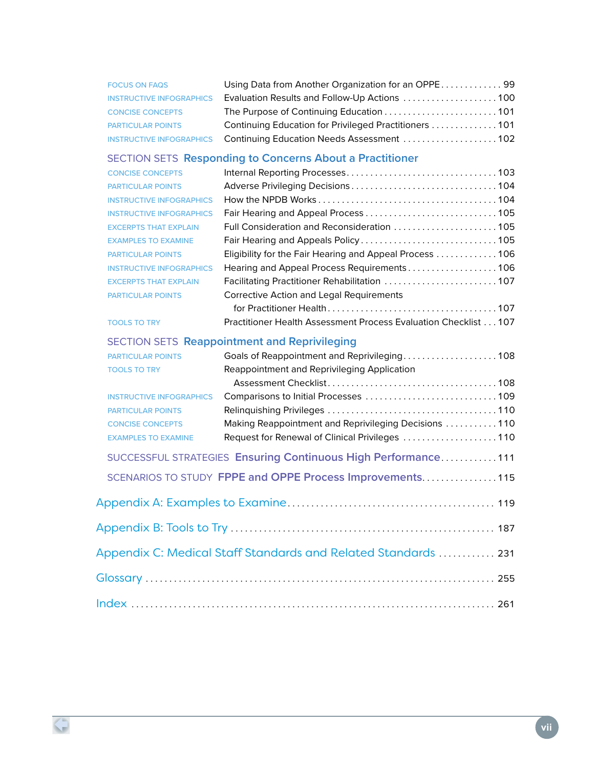| | | |
|---|---|---|
| FOCUS ON FAQS | Using Data from Another Organization for an OPPE | 99 |
| INSTRUCTIVE INFOGRAPHICS | Evaluation Results and Follow-Up Actions | 100 |
| CONCISE CONCEPTS | The Purpose of Continuing Education | 101 |
| PARTICULAR POINTS | Continuing Education for Privileged Practitioners | 101 |
| INSTRUCTIVE INFOGRAPHICS | Continuing Education Needs Assessment | 102 |

**SECTION SETS Responding to Concerns About a Practitioner**

| | | |
|---|---|---|
| CONCISE CONCEPTS | Internal Reporting Processes | 103 |
| PARTICULAR POINTS | Adverse Privileging Decisions | 104 |
| INSTRUCTIVE INFOGRAPHICS | How the NPDB Works | 104 |
| INSTRUCTIVE INFOGRAPHICS | Fair Hearing and Appeal Process | 105 |
| EXCERPTS THAT EXPLAIN | Full Consideration and Reconsideration | 105 |
| EXAMPLES TO EXAMINE | Fair Hearing and Appeals Policy | 105 |
| PARTICULAR POINTS | Eligibility for the Fair Hearing and Appeal Process | 106 |
| INSTRUCTIVE INFOGRAPHICS | Hearing and Appeal Process Requirements | 106 |
| EXCERPTS THAT EXPLAIN | Facilitating Practitioner Rehabilitation | 107 |
| PARTICULAR POINTS | Corrective Action and Legal Requirements for Practitioner Health | 107 |
| TOOLS TO TRY | Practitioner Health Assessment Process Evaluation Checklist | 107 |

**SECTION SETS Reappointment and Reprivileging**

| | | |
|---|---|---|
| PARTICULAR POINTS | Goals of Reappointment and Reprivileging | 108 |
| TOOLS TO TRY | Reappointment and Reprivileging Application Assessment Checklist | 108 |
| INSTRUCTIVE INFOGRAPHICS | Comparisons to Initial Processes | 109 |
| PARTICULAR POINTS | Relinquishing Privileges | 110 |
| CONCISE CONCEPTS | Making Reappointment and Reprivileging Decisions | 110 |
| EXAMPLES TO EXAMINE | Request for Renewal of Clinical Privileges | 110 |

**SUCCESSFUL STRATEGIES Ensuring Continuous High Performance** .......... 111

**SCENARIOS TO STUDY FPPE and OPPE Process Improvements** .......... 115

## Appendix A: Examples to Examine .......... 119

## Appendix B: Tools to Try .......... 187

## Appendix C: Medical Staff Standards and Related Standards .......... 231

## Glossary .......... 255

## Index .......... 261